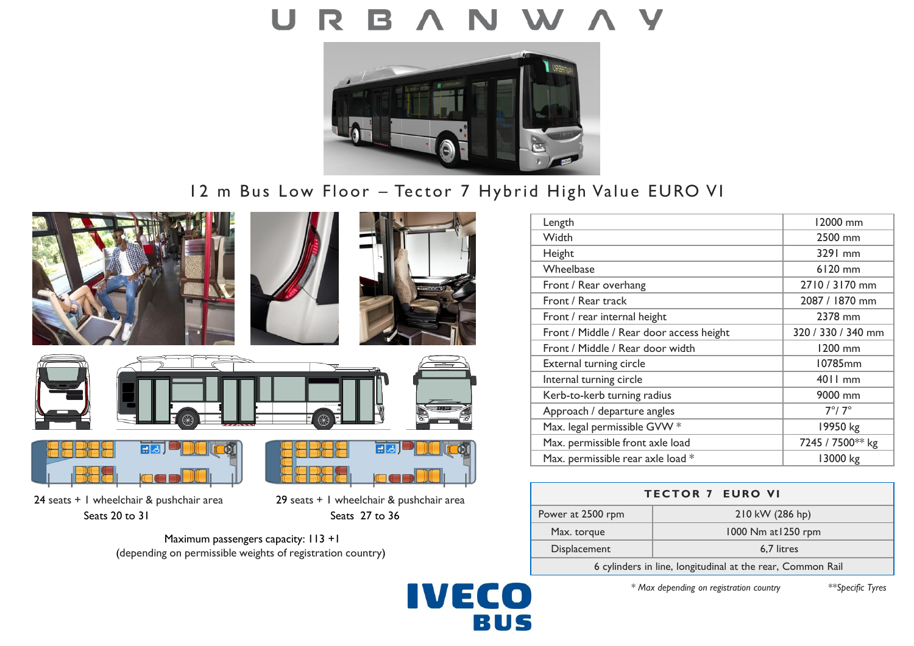# URBANWAY

## 12 m Bus Low Floor – Tector 7 Hybrid High Value EURO VI

24 seats + 1 wheelchair & pushchair area
Seats 20 to 31

29 seats + 1 wheelchair & pushchair area
Seats 27 to 36

Maximum passengers capacity: 113 +1
(depending on permissible weights of registration country)

| Length | 12000 mm |
|---|---|
| Width | 2500 mm |
| Height | 3291 mm |
| Wheelbase | 6120 mm |
| Front / Rear overhang | 2710 / 3170 mm |
| Front / Rear track | 2087 / 1870 mm |
| Front / rear internal height | 2378 mm |
| Front / Middle / Rear door access height | 320 / 330 / 340 mm |
| Front / Middle / Rear door width | 1200 mm |
| External turning circle | 10785mm |
| Internal turning circle | 4011 mm |
| Kerb-to-kerb turning radius | 9000 mm |
| Approach / departure angles | 7°/ 7° |
| Max. legal permissible GVW * | 19950 kg |
| Max. permissible front axle load | 7245 / 7500** kg |
| Max. permissible rear axle load * | 13000 kg |

| TECTOR 7 EURO VI | |
|---|---|
| Power at 2500 rpm | 210 kW (286 hp) |
| Max. torque | 1000 Nm at1250 rpm |
| Displacement | 6,7 litres |
| 6 cylinders in line, longitudinal at the rear, Common Rail | |

*\* Max depending on registration country*

*\*\*Specific Tyres*

IVECO BUS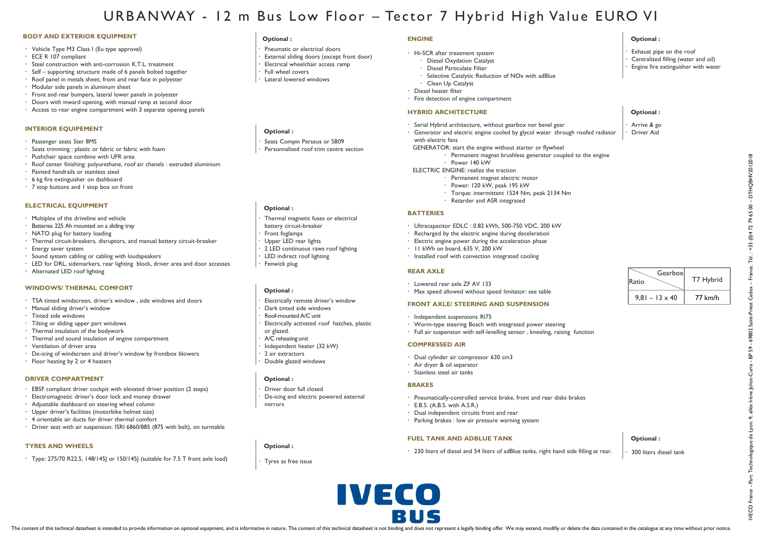# URBANWAY - 12 m Bus Low Floor – Tector 7 Hybrid High Value EURO VI

## BODY AND EXTERIOR EQUIPMENT

- Vehicle Type M3 Class I (Eu type approval)
- ECE R 107 compliant
- Steel construction with anti-corrosion K.T.L. treatment
- Self – supporting structure made of 6 panels bolted together
- Roof panel in metals sheet; front and rear face in polyester
- Modular side panels in aluminum sheet
- Front and rear bumpers, lateral lower panels in polyester
- Doors with inward opening, with manual ramp at second door
- Access to rear engine compartment with 3 separate opening panels

**Optional :**

- Pneumatic or electrical doors
- External sliding doors (except front door)
- Electrical wheelchair access ramp
- Full wheel covers
- Lateral lowered windows

## INTERIOR EQUIPEMENT

- Passenger seats Ster 8MS
- Seats trimming : plastic or fabric or fabric with foam
- Pushchair space combine with UFR area
- Roof center finishing: polyurethane, roof air chanels : extruded aluminium
- Painted handrails or stainless steel
- 6 kg fire extinguisher on dashboard
- 7 stop buttons and 1 stop box on front

**Optional :**

- Seats Compin Perseus or SB09
- Personnalised roof trim centre section

## ELECTRICAL EQUIPMENT

- Multiplex of the driveline and vehicle
- Batteries 225 Ah mounted on a sliding tray
- NATO plug for battery loading
- Thermal circuit-breakers, disruptors, and manual battery circuit-breaker
- Energy saver system
- Sound system cabling or cabling with loudspeakers
- LED for DRL, sidemarkers, rear lighting block, driver area and door accesses
- Alternated LED roof lighting

**Optional :**

- Thermal magnetic fuses or electrical battery circuit-breaker
- Front foglamps
- Upper LED rear lights
- 2 LED continuous raws roof lighting
- LED indirect roof lighting
- Fenwick plug

## WINDOWS/ THERMAL COMFORT

- TSA tinted windscreen, driver's window , side windows and doors
- Manual sliding driver's window
- Tinted side windows
- Tilting or sliding upper part windows
- Thermal insulation of the bodywork
- Thermal and sound insulation of engine compartment
- Ventilation of driver area
- De-icing of windscreen and driver's window by frontbox blowers
- Floor heating by 2 or 4 heaters

**Optional :**

- Electrically remote driver's window
- Dark tinted side windows
- Roof-mounted A/C unit
- Electrically activated roof hatches, plastic or glazed.
- A/C reheating unit
- Independent heater (32 kW)
- 2 air extractors
- Double glazed windows

## DRIVER COMPARTMENT

- EBSF compliant driver cockpit with elevated driver position (2 steps)
- Electromagnetic driver's door lock and money drawer
- Adjustable dashboard on steering wheel column
- Upper driver's facilities (motorbike helmet size)
- 4 orientable air ducts for driver thermal comfort
- Driver seat with air suspension: ISRI 6860/885 (875 with belt), on turntable

**Optional :**

- Driver door full closed
- De-icing and electric powered external mirrors

## TYRES AND WHEELS

- Type: 275/70 R22.5, 148/145J or 150/145J (suitable for 7.5 T front axle load)

**Optional :**

- Tyres as free issue

## ENGINE

- Hi-SCR after treatment system
  - Diesel Oxydation Catalyst
  - Diesel Particulate Filter
  - Selective Catalytic Reduction of NOx with adBlue
  - Clean Up Catalyst
- Diesel heater filter
- Fire detection of engine compartment

**Optional :**

- Exhaust pipe on the roof
- Centralized filling (water and oil)
- Engine fire extinguisher with water

## HYBRID ARCHITECTURE

- Serial Hybrid architecture, without gearbox nor bevel gear
- Generator and electric engine cooled by glycol water through roofed radiator with electric fans

GENERATOR: start the engine without starter or flywheel
- Permanent magnet brushless generator coupled to the engine
- Power 140 kW

ELECTRIC ENGINE: realize the traction
- Permanent magnet electric motor
- Power: 120 kW, peak 195 kW
- Torque: intermittent 1524 Nm, peak 2134 Nm
- Retarder and ASR integrated

**Optional :**

- Arrive & go
- Driver Aid

## BATTERIES

- Ultracapacitor EDLC : 0.82 kWh, 500-750 VDC, 200 kW
- Recharged by the electric engine during deceleration
- Electric engine power during the acceleration phase
- 11 kWh on board, 635 V, 200 kW
- Installed roof with convection integrated cooling

## REAR AXLE

- Lowered rear axle ZF AV 133
- Max speed allowed without speed limitator: see table

| Gearbox / Ratio | T7 Hybrid |
|---|---|
| 9,81 – 13 x 40 | 77 km/h |

## FRONT AXLE/ STEERING AND SUSPENSION

- Independent suspensions RI75
- Worm-type steering Bosch with integrated power steering
- Full air suspension with self-levelling sensor , kneeling, raising function

## COMPRESSED AIR

- Dual cylinder air compressor 630 cm3
- Air dryer & oil separator
- Stainless steel air tanks

## BRAKES

- Pneumatically-controlled service brake, front and rear disks brakes
- E.B.S. (A.B.S. with A.S.R.)
- Dual independent circuits front and rear
- Parking brakes : low air pressure warning system

## FUEL TANK AND ADBLUE TANK

- 230 liters of diesel and 54 liters of adBlue tanks, right hand side filling at rear.

**Optional :**

- 300 liters diesel tank

IVECO BUS

IVECO France - Parc Technologique de Lyon, 9, allée Irène Joliot-Curie - BP 59 - 69802 Saint-Priest Cedex – France. Tél. : +33 (0)4 72 79 65 00 – DTHQBHV2012018

The content of this technical datasheet is intended to provide information on optional equipment, and is informative in nature. The content of this technical datasheet is not binding and does not represent a legally binding offer. We may extend, modify or delete the data contained in the catalogue at any time without prior notice.